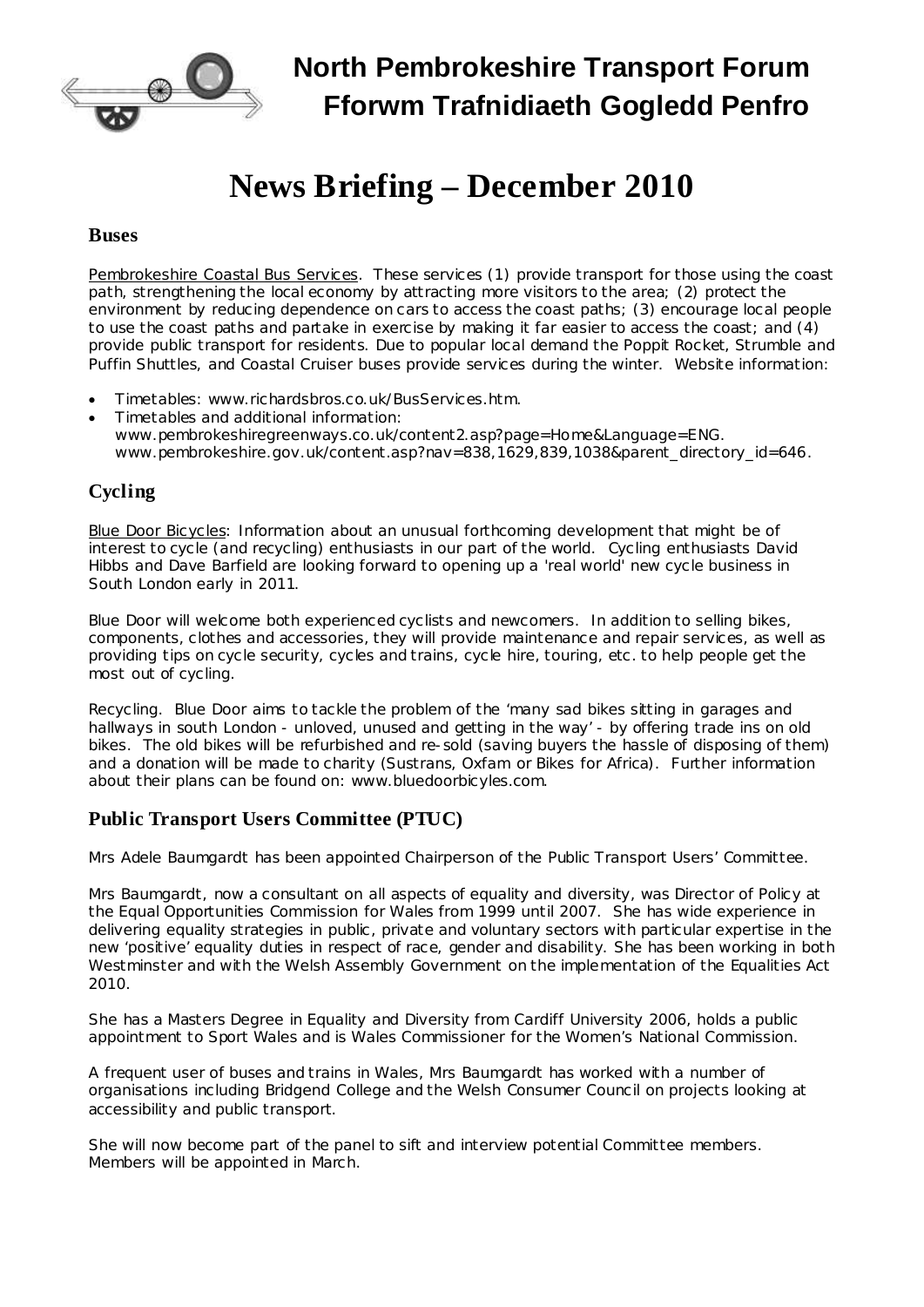# North Pembrokeshire Transport Forum
# Fforwm Trafnidiaeth Gogledd Penfro

# News Briefing – December 2010

## Buses

Pembrokeshire Coastal Bus Services. These services (1) provide transport for those using the coast path, strengthening the local economy by attracting more visitors to the area; (2) protect the environment by reducing dependence on cars to access the coast paths; (3) encourage local people to use the coast paths and partake in exercise by making it far easier to access the coast; and (4) provide public transport for residents. Due to popular local demand the Poppit Rocket, Strumble and Puffin Shuttles, and Coastal Cruiser buses provide services during the winter. Website information:

- Timetables: www.richardsbros.co.uk/BusServices.htm.
- Timetables and additional information: www.pembrokeshiregreenways.co.uk/content2.asp?page=Home&Language=ENG. www.pembrokeshire.gov.uk/content.asp?nav=838,1629,839,1038&parent_directory_id=646.

## Cycling

Blue Door Bicycles: Information about an unusual forthcoming development that might be of interest to cycle (and recycling) enthusiasts in our part of the world. Cycling enthusiasts David Hibbs and Dave Barfield are looking forward to opening up a 'real world' new cycle business in South London early in 2011.

Blue Door will welcome both experienced cyclists and newcomers. In addition to selling bikes, components, clothes and accessories, they will provide maintenance and repair services, as well as providing tips on cycle security, cycles and trains, cycle hire, touring, etc. to help people get the most out of cycling.

Recycling. Blue Door aims to tackle the problem of the 'many sad bikes sitting in garages and hallways in south London - unloved, unused and getting in the way' - by offering trade ins on old bikes. The old bikes will be refurbished and re-sold (saving buyers the hassle of disposing of them) and a donation will be made to charity (Sustrans, Oxfam or Bikes for Africa). Further information about their plans can be found on: www.bluedoorbicyles.com.

## Public Transport Users Committee (PTUC)

Mrs Adele Baumgardt has been appointed Chairperson of the Public Transport Users' Committee.

Mrs Baumgardt, now a consultant on all aspects of equality and diversity, was Director of Policy at the Equal Opportunities Commission for Wales from 1999 until 2007. She has wide experience in delivering equality strategies in public, private and voluntary sectors with particular expertise in the new 'positive' equality duties in respect of race, gender and disability. She has been working in both Westminster and with the Welsh Assembly Government on the implementation of the Equalities Act 2010.

She has a Masters Degree in Equality and Diversity from Cardiff University 2006, holds a public appointment to Sport Wales and is Wales Commissioner for the Women's National Commission.

A frequent user of buses and trains in Wales, Mrs Baumgardt has worked with a number of organisations including Bridgend College and the Welsh Consumer Council on projects looking at accessibility and public transport.

She will now become part of the panel to sift and interview potential Committee members. Members will be appointed in March.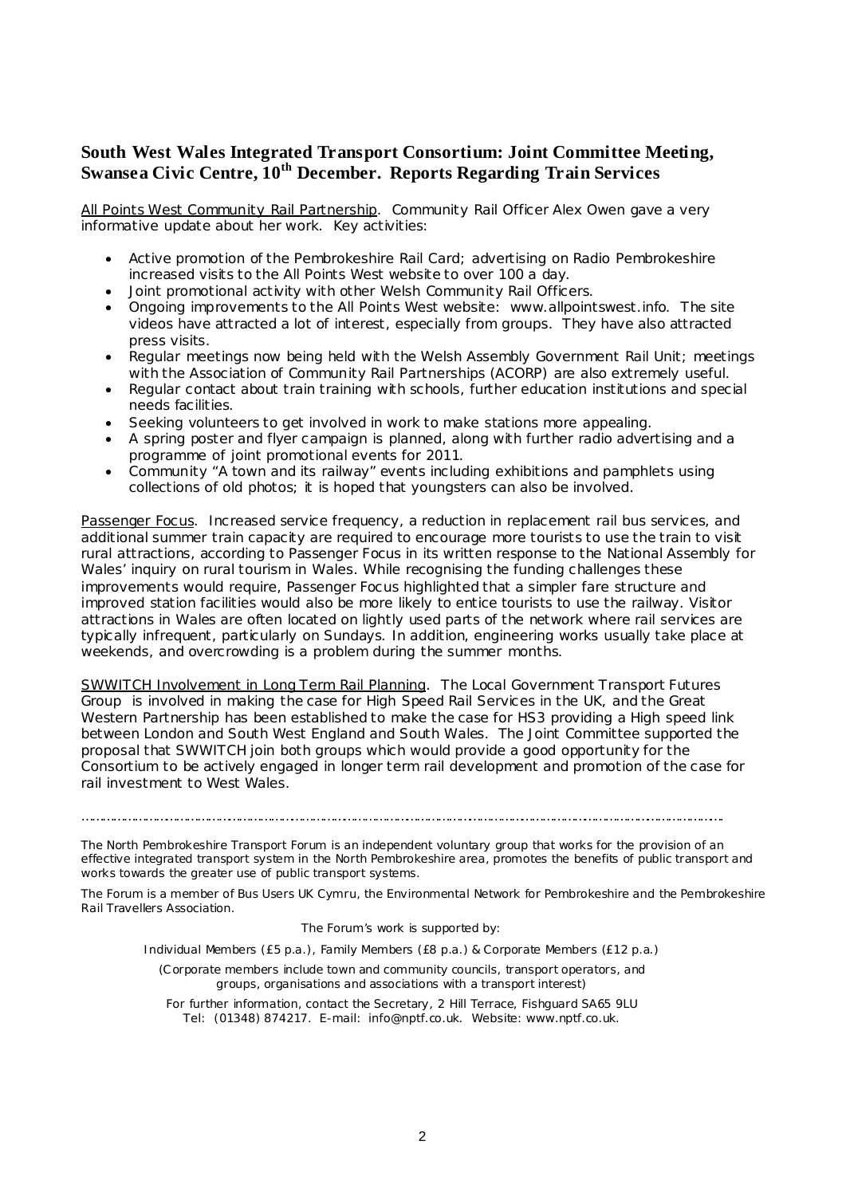## South West Wales Integrated Transport Consortium: Joint Committee Meeting, Swansea Civic Centre, 10th December. Reports Regarding Train Services

All Points West Community Rail Partnership. Community Rail Officer Alex Owen gave a very informative update about her work. Key activities:

- Active promotion of the Pembrokeshire Rail Card; advertising on Radio Pembrokeshire increased visits to the All Points West website to over 100 a day.
- Joint promotional activity with other Welsh Community Rail Officers.
- Ongoing improvements to the All Points West website: www.allpointswest.info. The site videos have attracted a lot of interest, especially from groups. They have also attracted press visits.
- Regular meetings now being held with the Welsh Assembly Government Rail Unit; meetings with the Association of Community Rail Partnerships (ACORP) are also extremely useful.
- Regular contact about train training with schools, further education institutions and special needs facilities.
- Seeking volunteers to get involved in work to make stations more appealing.
- A spring poster and flyer campaign is planned, along with further radio advertising and a programme of joint promotional events for 2011.
- Community "A town and its railway" events including exhibitions and pamphlets using collections of old photos; it is hoped that youngsters can also be involved.

Passenger Focus. Increased service frequency, a reduction in replacement rail bus services, and additional summer train capacity are required to encourage more tourists to use the train to visit rural attractions, according to Passenger Focus in its written response to the National Assembly for Wales' inquiry on rural tourism in Wales. While recognising the funding challenges these improvements would require, Passenger Focus highlighted that a simpler fare structure and improved station facilities would also be more likely to entice tourists to use the railway. Visitor attractions in Wales are often located on lightly used parts of the network where rail services are typically infrequent, particularly on Sundays. In addition, engineering works usually take place at weekends, and overcrowding is a problem during the summer months.

SWWITCH Involvement in Long Term Rail Planning. The Local Government Transport Futures Group is involved in making the case for High Speed Rail Services in the UK, and the Great Western Partnership has been established to make the case for HS3 providing a High speed link between London and South West England and South Wales. The Joint Committee supported the proposal that SWWITCH join both groups which would provide a good opportunity for the Consortium to be actively engaged in longer term rail development and promotion of the case for rail investment to West Wales.

---

The North Pembrokeshire Transport Forum is an independent voluntary group that works for the provision of an effective integrated transport system in the North Pembrokeshire area, promotes the benefits of public transport and works towards the greater use of public transport systems.

The Forum is a member of Bus Users UK Cymru, the Environmental Network for Pembrokeshire and the Pembrokeshire Rail Travellers Association.

The Forum's work is supported by:

Individual Members (£5 p.a.), Family Members (£8 p.a.) & Corporate Members (£12 p.a.)

(Corporate members include town and community councils, transport operators, and groups, organisations and associations with a transport interest)

For further information, contact the Secretary, 2 Hill Terrace, Fishguard SA65 9LU
Tel: (01348) 874217. E-mail: info@nptf.co.uk. Website: www.nptf.co.uk.